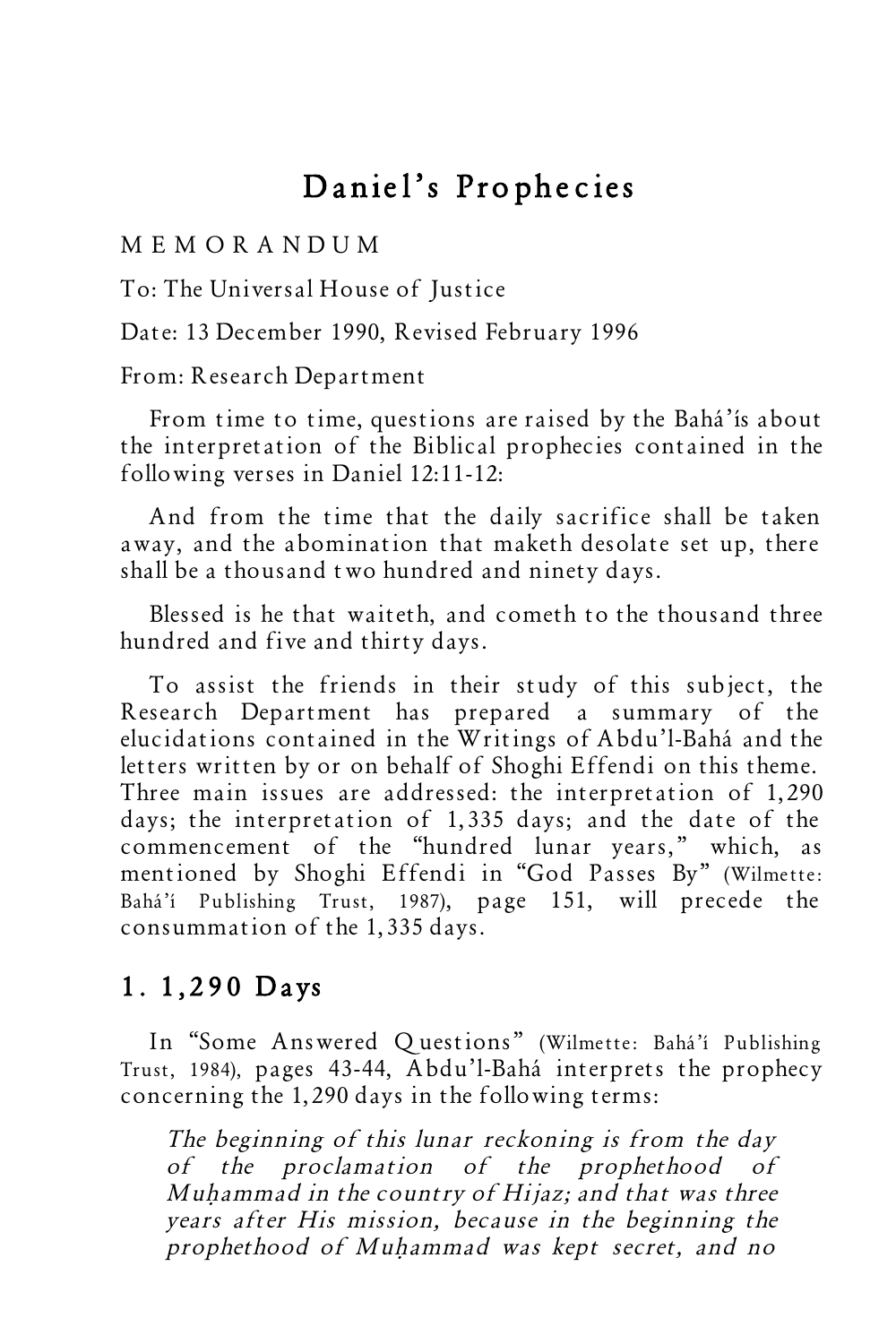# Daniel's Prophecies

MEMORANDUM

To: The Universal House of Justice

Date: 13 December 1990, Revised February 1996

From: Research Department

From time to time, questions are raised by the Bahá'ís about the interpretation of the Biblical prophecies contained in the following verses in Daniel 12:11-12:

> And from the time that the daily sacrifice shall be taken away, and the abomination that maketh desolate set up, there shall be a thousand two hundred and ninety days.
>
> Blessed is he that waiteth, and cometh to the thousand three hundred and five and thirty days.

To assist the friends in their study of this subject, the Research Department has prepared a summary of the elucidations contained in the Writings of Abdu'l-Bahá and the letters written by or on behalf of Shoghi Effendi on this theme. Three main issues are addressed: the interpretation of 1,290 days; the interpretation of 1,335 days; and the date of the commencement of the "hundred lunar years," which, as mentioned by Shoghi Effendi in "God Passes By" (Wilmette: Bahá'í Publishing Trust, 1987), page 151, will precede the consummation of the 1,335 days.

## 1. 1,290 Days

In "Some Answered Questions" (Wilmette: Bahá'í Publishing Trust, 1984), pages 43-44, Abdu'l-Bahá interprets the prophecy concerning the 1,290 days in the following terms:

> *The beginning of this lunar reckoning is from the day of the proclamation of the prophethood of Muḥammad in the country of Hijaz; and that was three years after His mission, because in the beginning the prophethood of Muḥammad was kept secret, and no*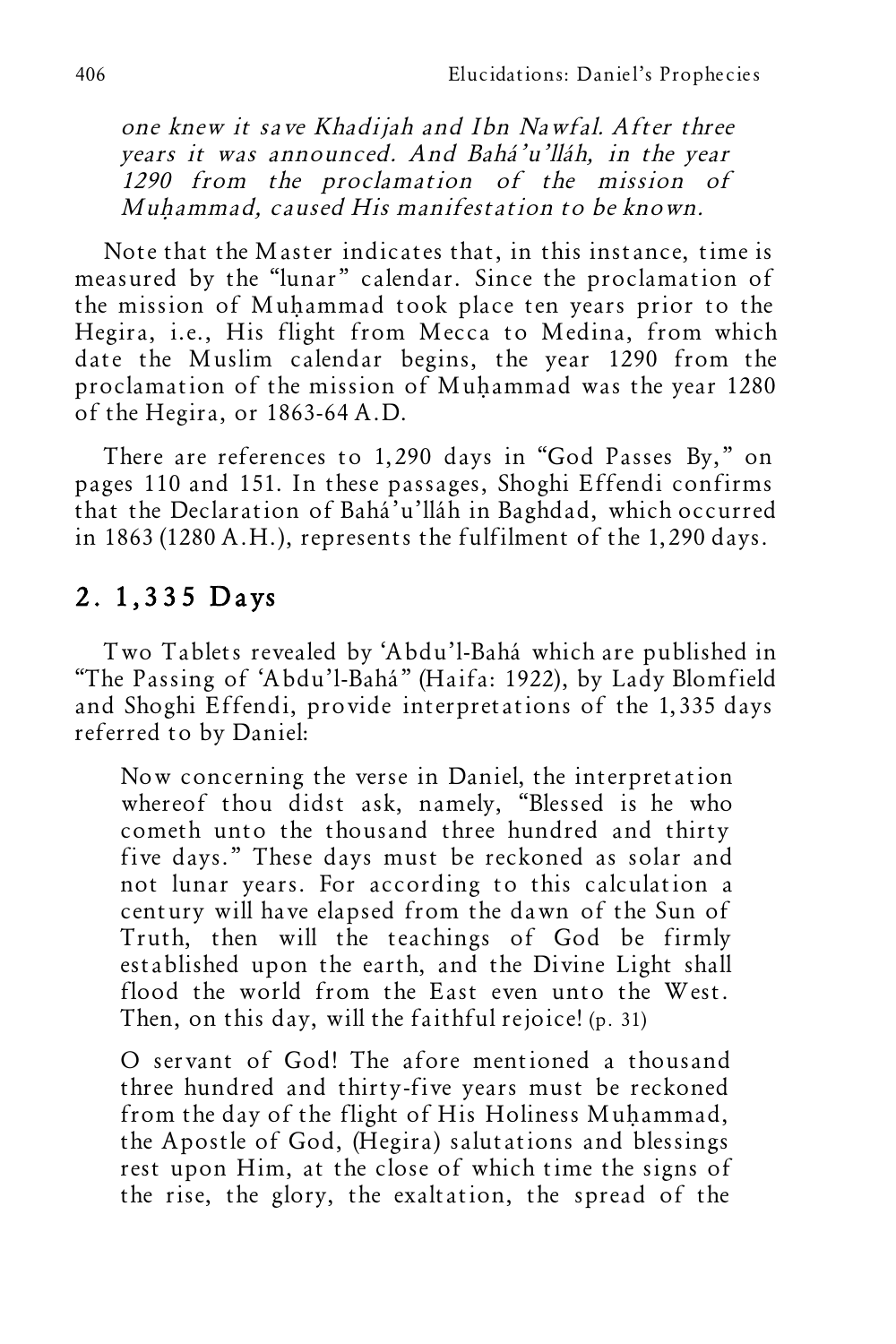*one knew it save Khadijah and Ibn Nawfal. After three years it was announced. And Bahá'u'lláh, in the year 1290 from the proclamation of the mission of Muḥammad, caused His manifestation to be known.*

Note that the Master indicates that, in this instance, time is measured by the "lunar" calendar. Since the proclamation of the mission of Muḥammad took place ten years prior to the Hegira, i.e., His flight from Mecca to Medina, from which date the Muslim calendar begins, the year 1290 from the proclamation of the mission of Muḥammad was the year 1280 of the Hegira, or 1863-64 A.D.

There are references to 1,290 days in "God Passes By," on pages 110 and 151. In these passages, Shoghi Effendi confirms that the Declaration of Bahá'u'lláh in Baghdad, which occurred in 1863 (1280 A.H.), represents the fulfilment of the 1,290 days.

## 2. 1,335 Days

Two Tablets revealed by 'Abdu'l-Bahá which are published in "The Passing of 'Abdu'l-Bahá" (Haifa: 1922), by Lady Blomfield and Shoghi Effendi, provide interpretations of the 1,335 days referred to by Daniel:

> Now concerning the verse in Daniel, the interpretation whereof thou didst ask, namely, "Blessed is he who cometh unto the thousand three hundred and thirty five days." These days must be reckoned as solar and not lunar years. For according to this calculation a century will have elapsed from the dawn of the Sun of Truth, then will the teachings of God be firmly established upon the earth, and the Divine Light shall flood the world from the East even unto the West. Then, on this day, will the faithful rejoice! (p. 31)

> O servant of God! The afore mentioned a thousand three hundred and thirty-five years must be reckoned from the day of the flight of His Holiness Muḥammad, the Apostle of God, (Hegira) salutations and blessings rest upon Him, at the close of which time the signs of the rise, the glory, the exaltation, the spread of the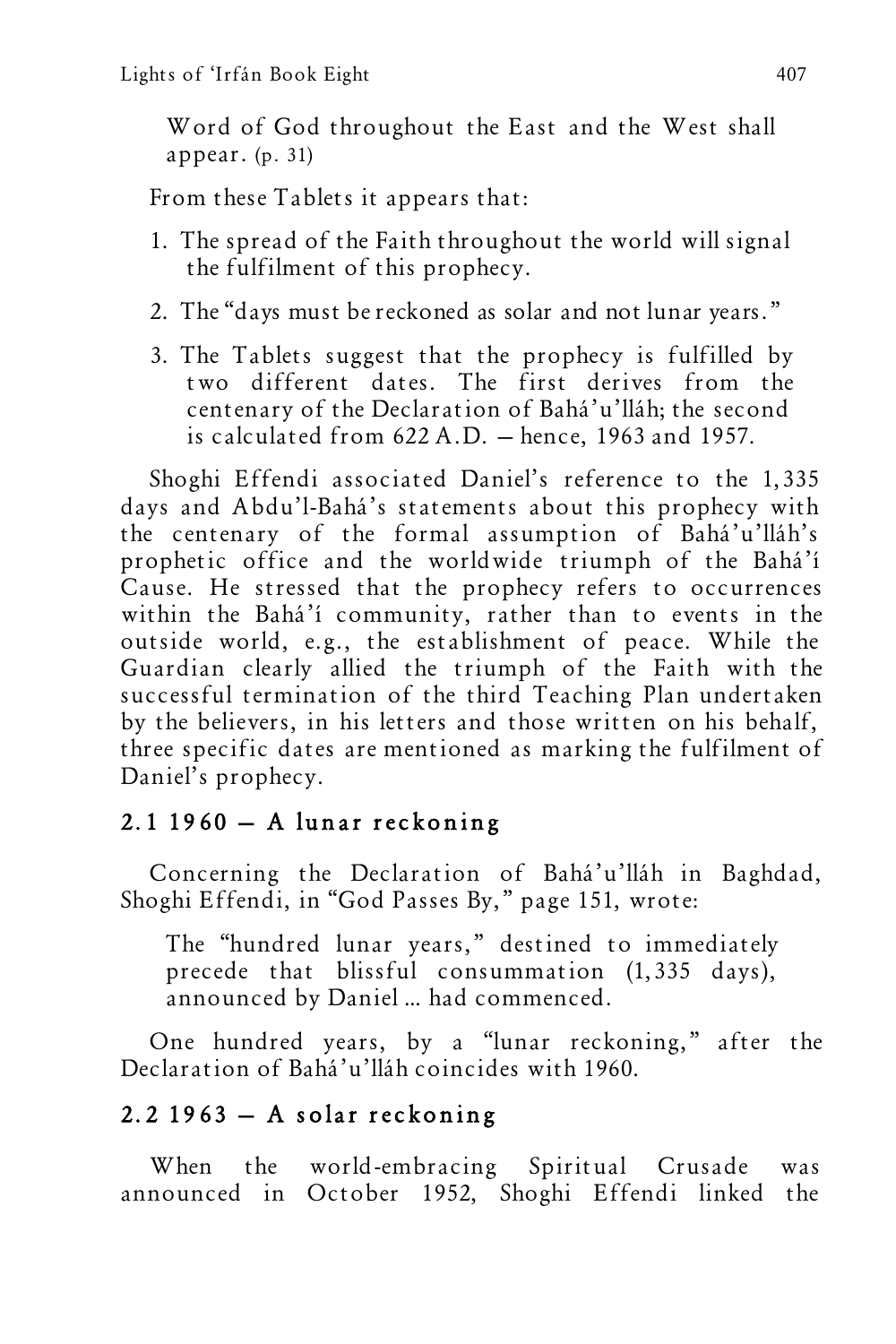> Word of God throughout the East and the West shall appear. (p. 31)

From these Tablets it appears that:

1. The spread of the Faith throughout the world will signal the fulfilment of this prophecy.
2. The "days must be reckoned as solar and not lunar years."
3. The Tablets suggest that the prophecy is fulfilled by two different dates. The first derives from the centenary of the Declaration of Bahá'u'lláh; the second is calculated from 622 A.D. — hence, 1963 and 1957.

Shoghi Effendi associated Daniel's reference to the 1,335 days and Abdu'l-Bahá's statements about this prophecy with the centenary of the formal assumption of Bahá'u'lláh's prophetic office and the worldwide triumph of the Bahá'í Cause. He stressed that the prophecy refers to occurrences within the Bahá'í community, rather than to events in the outside world, e.g., the establishment of peace. While the Guardian clearly allied the triumph of the Faith with the successful termination of the third Teaching Plan undertaken by the believers, in his letters and those written on his behalf, three specific dates are mentioned as marking the fulfilment of Daniel's prophecy.

### 2.1 1960 — A lunar reckoning

Concerning the Declaration of Bahá'u'lláh in Baghdad, Shoghi Effendi, in "God Passes By," page 151, wrote:

> The "hundred lunar years," destined to immediately precede that blissful consummation (1,335 days), announced by Daniel ... had commenced.

One hundred years, by a "lunar reckoning," after the Declaration of Bahá'u'lláh coincides with 1960.

### 2.2 1963 — A solar reckoning

When the world-embracing Spiritual Crusade was announced in October 1952, Shoghi Effendi linked the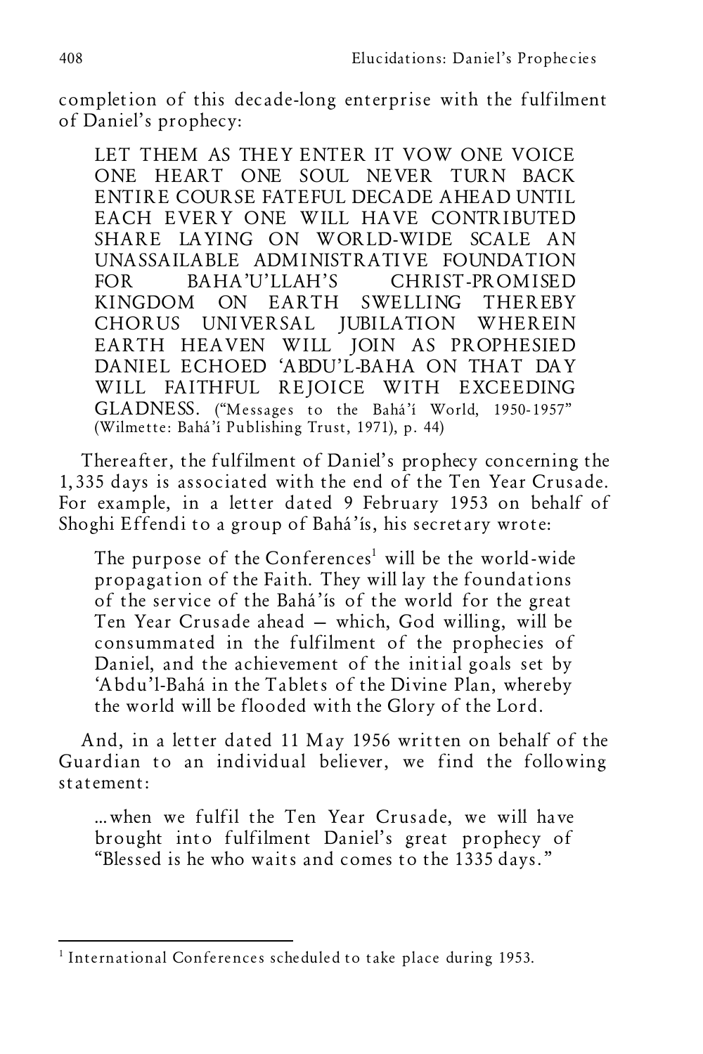completion of this decade-long enterprise with the fulfilment of Daniel's prophecy:

> LET THEM AS THEY ENTER IT VOW ONE VOICE ONE HEART ONE SOUL NEVER TURN BACK ENTIRE COURSE FATEFUL DECADE AHEAD UNTIL EACH EVERY ONE WILL HAVE CONTRIBUTED SHARE LAYING ON WORLD-WIDE SCALE AN UNASSAILABLE ADMINISTRATIVE FOUNDATION FOR BAHA'U'LLAH'S CHRIST-PROMISED KINGDOM ON EARTH SWELLING THEREBY CHORUS UNIVERSAL JUBILATION WHEREIN EARTH HEAVEN WILL JOIN AS PROPHESIED DANIEL ECHOED 'ABDU'L-BAHA ON THAT DAY WILL FAITHFUL REJOICE WITH EXCEEDING GLADNESS. ("Messages to the Bahá'í World, 1950-1957" (Wilmette: Bahá'í Publishing Trust, 1971), p. 44)

Thereafter, the fulfilment of Daniel's prophecy concerning the 1,335 days is associated with the end of the Ten Year Crusade. For example, in a letter dated 9 February 1953 on behalf of Shoghi Effendi to a group of Bahá'ís, his secretary wrote:

> The purpose of the Conferences[1] will be the world-wide propagation of the Faith. They will lay the foundations of the service of the Bahá'ís of the world for the great Ten Year Crusade ahead — which, God willing, will be consummated in the fulfilment of the prophecies of Daniel, and the achievement of the initial goals set by 'Abdu'l-Bahá in the Tablets of the Divine Plan, whereby the world will be flooded with the Glory of the Lord.

And, in a letter dated 11 May 1956 written on behalf of the Guardian to an individual believer, we find the following statement:

> ...when we fulfil the Ten Year Crusade, we will have brought into fulfilment Daniel's great prophecy of "Blessed is he who waits and comes to the 1335 days."

---

[1] International Conferences scheduled to take place during 1953.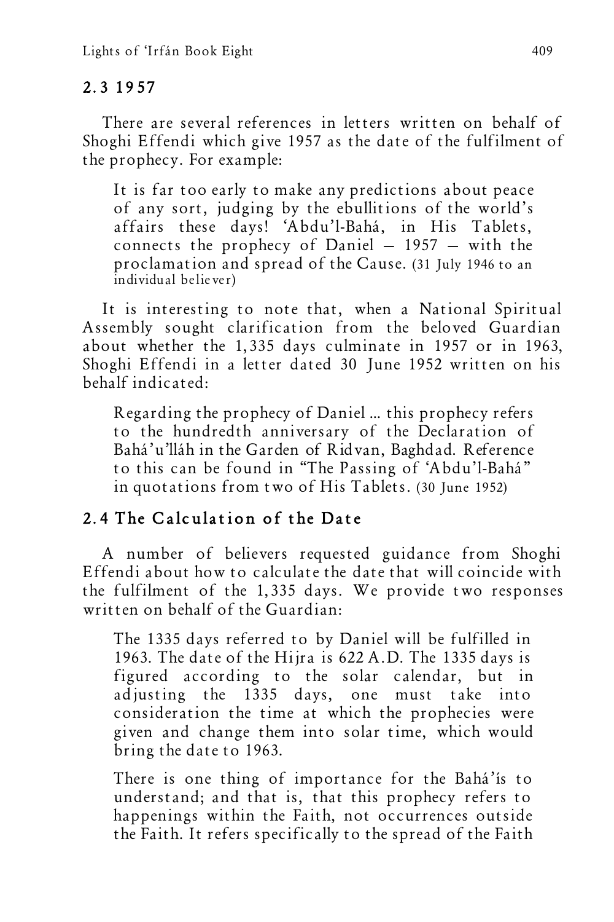## 2.3 1957

There are several references in letters written on behalf of Shoghi Effendi which give 1957 as the date of the fulfilment of the prophecy. For example:

> It is far too early to make any predictions about peace of any sort, judging by the ebullitions of the world's affairs these days! 'Abdu'l-Bahá, in His Tablets, connects the prophecy of Daniel – 1957 – with the proclamation and spread of the Cause. (31 July 1946 to an individual believer)

It is interesting to note that, when a National Spiritual Assembly sought clarification from the beloved Guardian about whether the 1,335 days culminate in 1957 or in 1963, Shoghi Effendi in a letter dated 30 June 1952 written on his behalf indicated:

> Regarding the prophecy of Daniel ... this prophecy refers to the hundredth anniversary of the Declaration of Bahá'u'lláh in the Garden of Ridvan, Baghdad. Reference to this can be found in "The Passing of 'Abdu'l-Bahá" in quotations from two of His Tablets. (30 June 1952)

## 2.4 The Calculation of the Date

A number of believers requested guidance from Shoghi Effendi about how to calculate the date that will coincide with the fulfilment of the 1,335 days. We provide two responses written on behalf of the Guardian:

> The 1335 days referred to by Daniel will be fulfilled in 1963. The date of the Hijra is 622 A.D. The 1335 days is figured according to the solar calendar, but in adjusting the 1335 days, one must take into consideration the time at which the prophecies were given and change them into solar time, which would bring the date to 1963.
>
> There is one thing of importance for the Bahá'ís to understand; and that is, that this prophecy refers to happenings within the Faith, not occurrences outside the Faith. It refers specifically to the spread of the Faith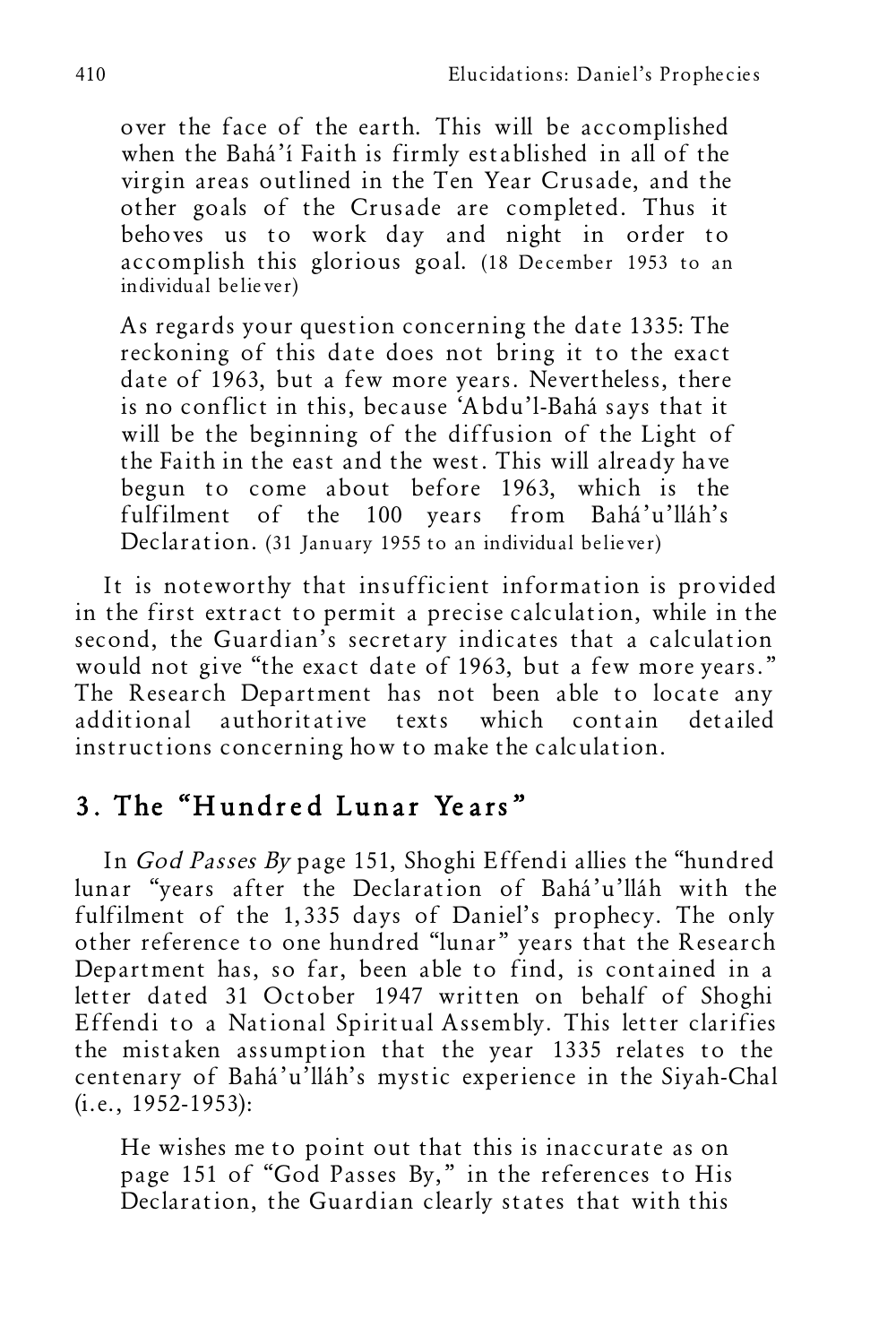over the face of the earth. This will be accomplished when the Bahá'í Faith is firmly established in all of the virgin areas outlined in the Ten Year Crusade, and the other goals of the Crusade are completed. Thus it behoves us to work day and night in order to accomplish this glorious goal. (18 December 1953 to an individual believer)

> As regards your question concerning the date 1335: The reckoning of this date does not bring it to the exact date of 1963, but a few more years. Nevertheless, there is no conflict in this, because 'Abdu'l-Bahá says that it will be the beginning of the diffusion of the Light of the Faith in the east and the west. This will already have begun to come about before 1963, which is the fulfilment of the 100 years from Bahá'u'lláh's Declaration. (31 January 1955 to an individual believer)

It is noteworthy that insufficient information is provided in the first extract to permit a precise calculation, while in the second, the Guardian's secretary indicates that a calculation would not give "the exact date of 1963, but a few more years." The Research Department has not been able to locate any additional authoritative texts which contain detailed instructions concerning how to make the calculation.

## 3. The "Hundred Lunar Years"

In *God Passes By* page 151, Shoghi Effendi allies the "hundred lunar "years after the Declaration of Bahá'u'lláh with the fulfilment of the 1,335 days of Daniel's prophecy. The only other reference to one hundred "lunar" years that the Research Department has, so far, been able to find, is contained in a letter dated 31 October 1947 written on behalf of Shoghi Effendi to a National Spiritual Assembly. This letter clarifies the mistaken assumption that the year 1335 relates to the centenary of Bahá'u'lláh's mystic experience in the Siyah-Chal (i.e., 1952-1953):

> He wishes me to point out that this is inaccurate as on page 151 of "God Passes By," in the references to His Declaration, the Guardian clearly states that with this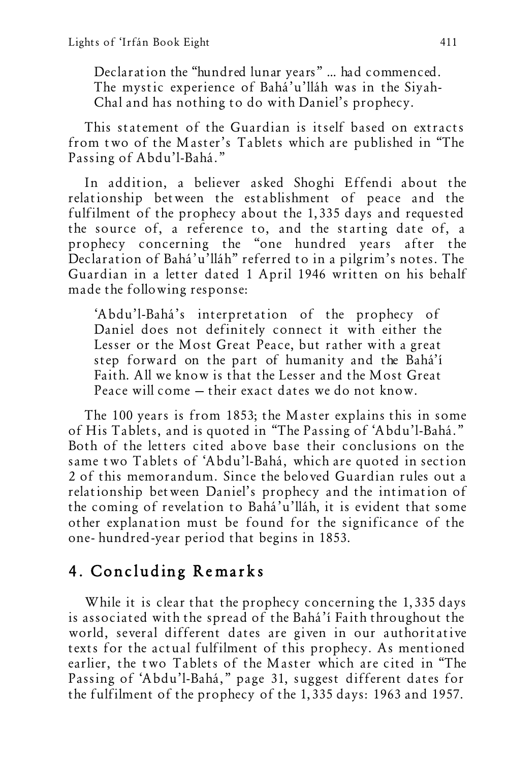> Declaration the "hundred lunar years" ... had commenced. The mystic experience of Bahá'u'lláh was in the Siyah-Chal and has nothing to do with Daniel's prophecy.

This statement of the Guardian is itself based on extracts from two of the Master's Tablets which are published in "The Passing of Abdu'l-Bahá."

In addition, a believer asked Shoghi Effendi about the relationship between the establishment of peace and the fulfilment of the prophecy about the 1,335 days and requested the source of, a reference to, and the starting date of, a prophecy concerning the "one hundred years after the Declaration of Bahá'u'lláh" referred to in a pilgrim's notes. The Guardian in a letter dated 1 April 1946 written on his behalf made the following response:

> 'Abdu'l-Bahá's interpretation of the prophecy of Daniel does not definitely connect it with either the Lesser or the Most Great Peace, but rather with a great step forward on the part of humanity and the Bahá'í Faith. All we know is that the Lesser and the Most Great Peace will come — their exact dates we do not know.

The 100 years is from 1853; the Master explains this in some of His Tablets, and is quoted in "The Passing of 'Abdu'l-Bahá." Both of the letters cited above base their conclusions on the same two Tablets of 'Abdu'l-Bahá, which are quoted in section 2 of this memorandum. Since the beloved Guardian rules out a relationship between Daniel's prophecy and the intimation of the coming of revelation to Bahá'u'lláh, it is evident that some other explanation must be found for the significance of the one- hundred-year period that begins in 1853.

## 4. Concluding Remarks

While it is clear that the prophecy concerning the 1,335 days is associated with the spread of the Bahá'í Faith throughout the world, several different dates are given in our authoritative texts for the actual fulfilment of this prophecy. As mentioned earlier, the two Tablets of the Master which are cited in "The Passing of 'Abdu'l-Bahá," page 31, suggest different dates for the fulfilment of the prophecy of the 1,335 days: 1963 and 1957.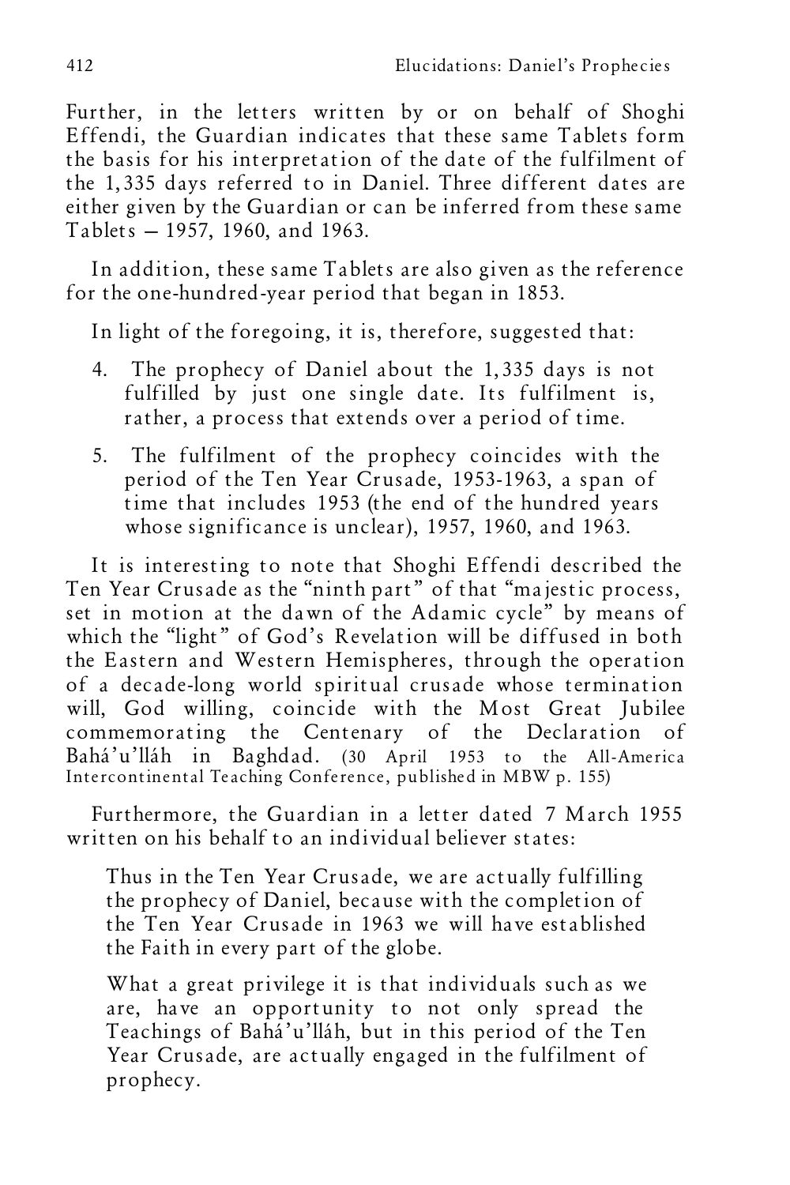Further, in the letters written by or on behalf of Shoghi Effendi, the Guardian indicates that these same Tablets form the basis for his interpretation of the date of the fulfilment of the 1,335 days referred to in Daniel. Three different dates are either given by the Guardian or can be inferred from these same Tablets — 1957, 1960, and 1963.

In addition, these same Tablets are also given as the reference for the one-hundred-year period that began in 1853.

In light of the foregoing, it is, therefore, suggested that:

4. The prophecy of Daniel about the 1,335 days is not fulfilled by just one single date. Its fulfilment is, rather, a process that extends over a period of time.
5. The fulfilment of the prophecy coincides with the period of the Ten Year Crusade, 1953-1963, a span of time that includes 1953 (the end of the hundred years whose significance is unclear), 1957, 1960, and 1963.

It is interesting to note that Shoghi Effendi described the Ten Year Crusade as the "ninth part" of that "majestic process, set in motion at the dawn of the Adamic cycle" by means of which the "light" of God's Revelation will be diffused in both the Eastern and Western Hemispheres, through the operation of a decade-long world spiritual crusade whose termination will, God willing, coincide with the Most Great Jubilee commemorating the Centenary of the Declaration of Bahá'u'lláh in Baghdad. (30 April 1953 to the All-America Intercontinental Teaching Conference, published in MBW p. 155)

Furthermore, the Guardian in a letter dated 7 March 1955 written on his behalf to an individual believer states:

> Thus in the Ten Year Crusade, we are actually fulfilling the prophecy of Daniel, because with the completion of the Ten Year Crusade in 1963 we will have established the Faith in every part of the globe.
>
> What a great privilege it is that individuals such as we are, have an opportunity to not only spread the Teachings of Bahá'u'lláh, but in this period of the Ten Year Crusade, are actually engaged in the fulfilment of prophecy.